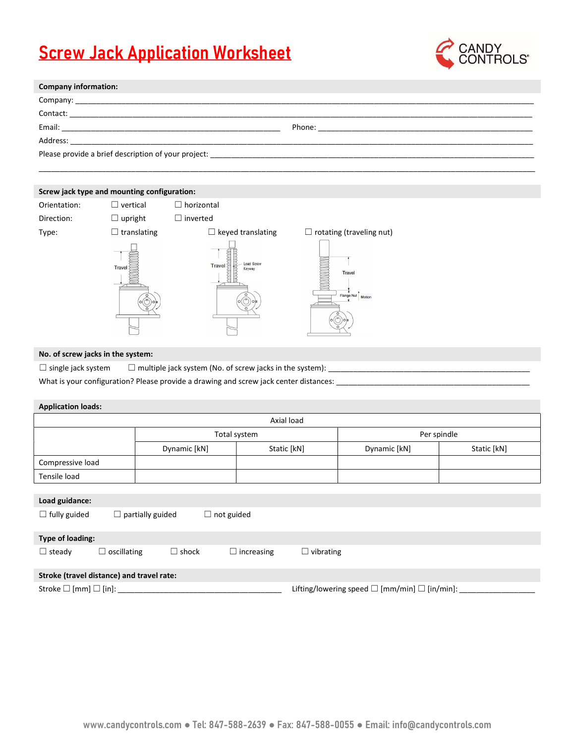# Screw Jack Application Worksheet

CANDY CONTROLS®

**Company information:**

Company: ______________________________________________

Contact: ______________________________________________

Email: ______________________________ Phone: ______________________________

Address: ______________________________________________

Please provide a brief description of your project: ______________________________________________

______________________________________________

**Screw jack type and mounting configuration:**

Orientation: ☐ vertical ☐ horizontal

Direction: ☐ upright ☐ inverted

Type: ☐ translating ☐ keyed translating ☐ rotating (traveling nut)

Travel | Travel Load Screw Keyway | Travel Flange Nut Motion

**No. of screw jacks in the system:**

☐ single jack system ☐ multiple jack system (No. of screw jacks in the system): ______________________________

What is your configuration? Please provide a drawing and screw jack center distances: ______________________________

**Application loads:**

| | Axial load | | | |
|---|---|---|---|---|
| | Total system | | Per spindle | |
| | Dynamic [kN] | Static [kN] | Dynamic [kN] | Static [kN] |
| Compressive load | | | | |
| Tensile load | | | | |

**Load guidance:**

☐ fully guided ☐ partially guided ☐ not guided

**Type of loading:**

☐ steady ☐ oscillating ☐ shock ☐ increasing ☐ vibrating

**Stroke (travel distance) and travel rate:**

Stroke ☐ [mm] ☐ [in]: ______________________________ Lifting/lowering speed ☐ [mm/min] ☐ [in/min]: ____________________

www.candycontrols.com ● Tel: 847-588-2639 ● Fax: 847-588-0055 ● Email: info@candycontrols.com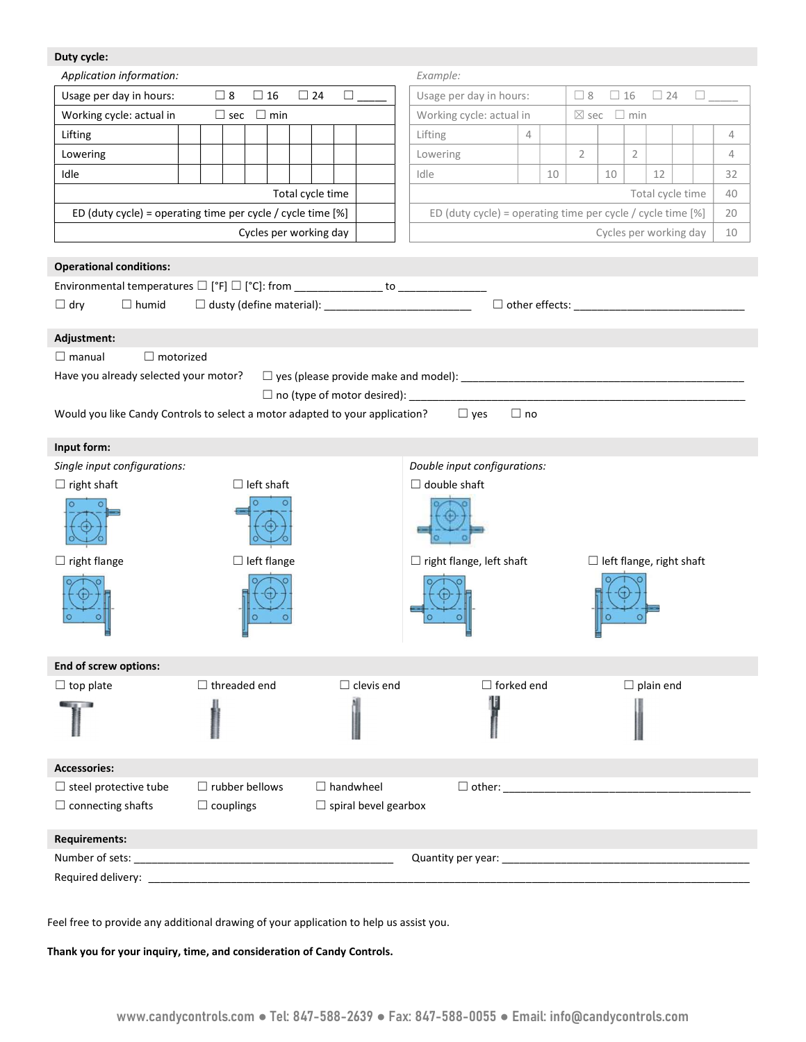## Duty cycle:

*Application information:*

| | | | | | | | | | |
|---|---|---|---|---|---|---|---|---|---|
| Usage per day in hours: | ☐ 8 ☐ 16 ☐ 24 ☐ _____ | | | | | | | | |
| Working cycle: actual in | ☐ sec ☐ min | | | | | | | | |
| Lifting | | | | | | | | | |
| Lowering | | | | | | | | | |
| Idle | | | | | | | | | |
| | | | | | | | | Total cycle time | |
| | | | | | | | | ED (duty cycle) = operating time per cycle / cycle time [%] | |
| | | | | | | | | Cycles per working day | |

*Example:*

| | | | | | | | | | |
|---|---|---|---|---|---|---|---|---|---|
| Usage per day in hours: | ☐ 8 ☐ 16 ☐ 24 ☐ _____ | | | | | | | | |
| Working cycle: actual in | ☒ sec ☐ min | | | | | | | | |
| Lifting | 4 | | | | | | | | 4 |
| Lowering | | | 2 | | 2 | | | | 4 |
| Idle | | 10 | | 10 | | 12 | | | 32 |
| | | | | | | | | Total cycle time | 40 |
| | | | | | | | | ED (duty cycle) = operating time per cycle / cycle time [%] | 20 |
| | | | | | | | | Cycles per working day | 10 |

## Operational conditions:

Environmental temperatures ☐ [°F] ☐ [°C]: from _______________ to _______________

☐ dry ☐ humid ☐ dusty (define material): _________________________ ☐ other effects: _____________________________

## Adjustment:

☐ manual ☐ motorized

Have you already selected your motor? ☐ yes (please provide make and model): ___________________________________________________

☐ no (type of motor desired): ___________________________________________________________

Would you like Candy Controls to select a motor adapted to your application? ☐ yes ☐ no

## Input form:

*Single input configurations:*

☐ right shaft

☐ left shaft

☐ right flange

☐ left flange

*Double input configurations:*

☐ double shaft

☐ right flange, left shaft

☐ left flange, right shaft

## End of screw options:

☐ top plate ☐ threaded end ☐ clevis end ☐ forked end ☐ plain end

## Accessories:

☐ steel protective tube ☐ rubber bellows ☐ handwheel ☐ other: ____________________________________________

☐ connecting shafts ☐ couplings ☐ spiral bevel gearbox

## Requirements:

Number of sets: _____________________________________________ Quantity per year: ___________________________________________

Required delivery: _____________________________________________________________________________________________

Feel free to provide any additional drawing of your application to help us assist you.

**Thank you for your inquiry, time, and consideration of Candy Controls.**

www.candycontrols.com ● Tel: 847-588-2639 ● Fax: 847-588-0055 ● Email: info@candycontrols.com